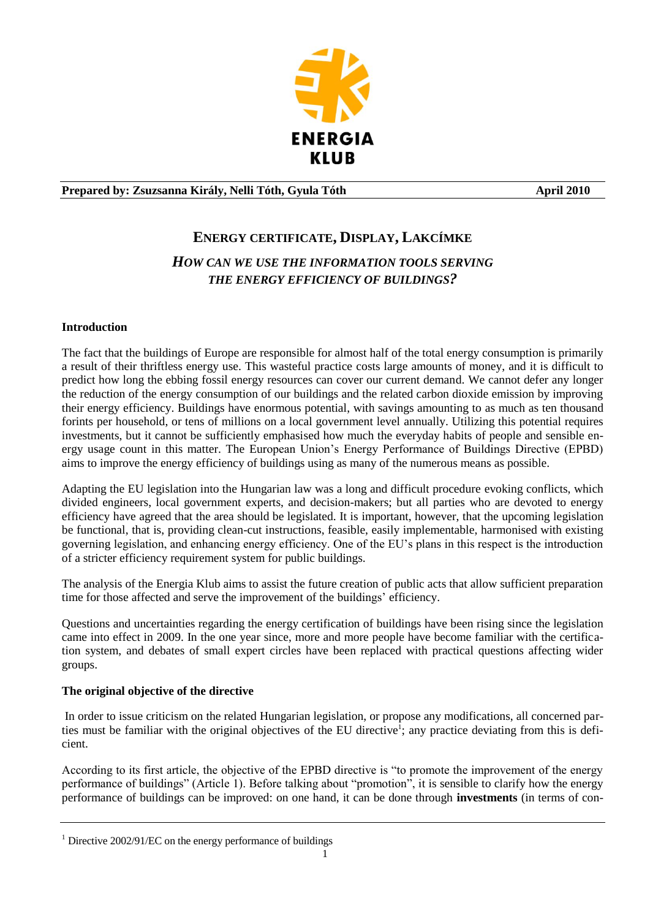ENERGIA KLUB

**Prepared by: Zsuzsanna Király, Nelli Tóth, Gyula Tóth** **April 2010**

# ENERGY CERTIFICATE, DISPLAY, LAKCÍMKE

## *HOW CAN WE USE THE INFORMATION TOOLS SERVING THE ENERGY EFFICIENCY OF BUILDINGS?*

### Introduction

The fact that the buildings of Europe are responsible for almost half of the total energy consumption is primarily a result of their thriftless energy use. This wasteful practice costs large amounts of money, and it is difficult to predict how long the ebbing fossil energy resources can cover our current demand. We cannot defer any longer the reduction of the energy consumption of our buildings and the related carbon dioxide emission by improving their energy efficiency. Buildings have enormous potential, with savings amounting to as much as ten thousand forints per household, or tens of millions on a local government level annually. Utilizing this potential requires investments, but it cannot be sufficiently emphasised how much the everyday habits of people and sensible energy usage count in this matter. The European Union's Energy Performance of Buildings Directive (EPBD) aims to improve the energy efficiency of buildings using as many of the numerous means as possible.

Adapting the EU legislation into the Hungarian law was a long and difficult procedure evoking conflicts, which divided engineers, local government experts, and decision-makers; but all parties who are devoted to energy efficiency have agreed that the area should be legislated. It is important, however, that the upcoming legislation be functional, that is, providing clean-cut instructions, feasible, easily implementable, harmonised with existing governing legislation, and enhancing energy efficiency. One of the EU's plans in this respect is the introduction of a stricter efficiency requirement system for public buildings.

The analysis of the Energia Klub aims to assist the future creation of public acts that allow sufficient preparation time for those affected and serve the improvement of the buildings' efficiency.

Questions and uncertainties regarding the energy certification of buildings have been rising since the legislation came into effect in 2009. In the one year since, more and more people have become familiar with the certification system, and debates of small expert circles have been replaced with practical questions affecting wider groups.

### The original objective of the directive

In order to issue criticism on the related Hungarian legislation, or propose any modifications, all concerned parties must be familiar with the original objectives of the EU directive[1]; any practice deviating from this is deficient.

According to its first article, the objective of the EPBD directive is "to promote the improvement of the energy performance of buildings" (Article 1). Before talking about "promotion", it is sensible to clarify how the energy performance of buildings can be improved: on one hand, it can be done through **investments** (in terms of con-

---

[1] Directive 2002/91/EC on the energy performance of buildings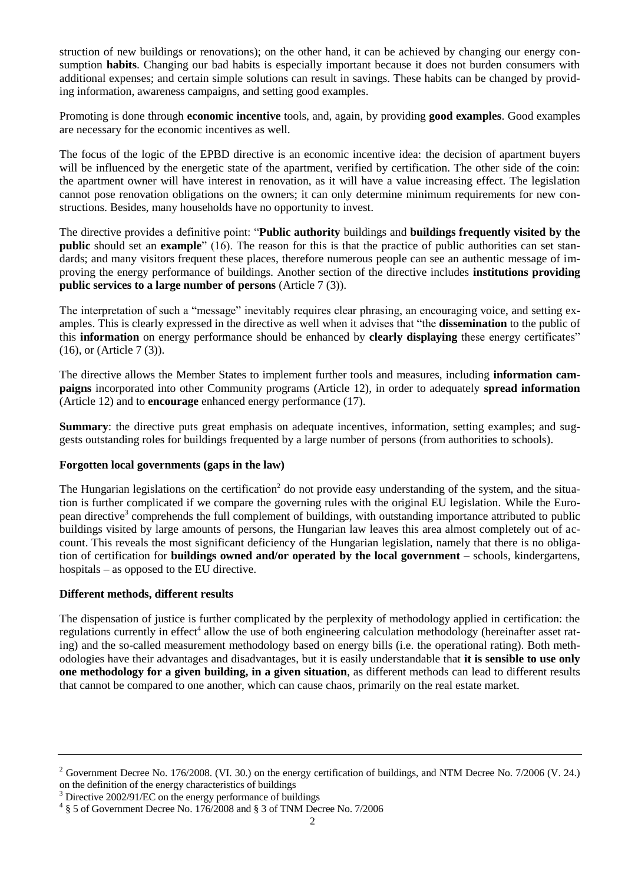struction of new buildings or renovations); on the other hand, it can be achieved by changing our energy consumption **habits**. Changing our bad habits is especially important because it does not burden consumers with additional expenses; and certain simple solutions can result in savings. These habits can be changed by providing information, awareness campaigns, and setting good examples.

Promoting is done through **economic incentive** tools, and, again, by providing **good examples**. Good examples are necessary for the economic incentives as well.

The focus of the logic of the EPBD directive is an economic incentive idea: the decision of apartment buyers will be influenced by the energetic state of the apartment, verified by certification. The other side of the coin: the apartment owner will have interest in renovation, as it will have a value increasing effect. The legislation cannot pose renovation obligations on the owners; it can only determine minimum requirements for new constructions. Besides, many households have no opportunity to invest.

The directive provides a definitive point: "**Public authority** buildings and **buildings frequently visited by the public** should set an **example**" (16). The reason for this is that the practice of public authorities can set standards; and many visitors frequent these places, therefore numerous people can see an authentic message of improving the energy performance of buildings. Another section of the directive includes **institutions providing public services to a large number of persons** (Article 7 (3)).

The interpretation of such a "message" inevitably requires clear phrasing, an encouraging voice, and setting examples. This is clearly expressed in the directive as well when it advises that "the **dissemination** to the public of this **information** on energy performance should be enhanced by **clearly displaying** these energy certificates" (16), or (Article 7 (3)).

The directive allows the Member States to implement further tools and measures, including **information campaigns** incorporated into other Community programs (Article 12), in order to adequately **spread information** (Article 12) and to **encourage** enhanced energy performance (17).

**Summary**: the directive puts great emphasis on adequate incentives, information, setting examples; and suggests outstanding roles for buildings frequented by a large number of persons (from authorities to schools).

**Forgotten local governments (gaps in the law)**

The Hungarian legislations on the certification[2] do not provide easy understanding of the system, and the situation is further complicated if we compare the governing rules with the original EU legislation. While the European directive[3] comprehends the full complement of buildings, with outstanding importance attributed to public buildings visited by large amounts of persons, the Hungarian law leaves this area almost completely out of account. This reveals the most significant deficiency of the Hungarian legislation, namely that there is no obligation of certification for **buildings owned and/or operated by the local government** – schools, kindergartens, hospitals – as opposed to the EU directive.

**Different methods, different results**

The dispensation of justice is further complicated by the perplexity of methodology applied in certification: the regulations currently in effect[4] allow the use of both engineering calculation methodology (hereinafter asset rating) and the so-called measurement methodology based on energy bills (i.e. the operational rating). Both methodologies have their advantages and disadvantages, but it is easily understandable that **it is sensible to use only one methodology for a given building, in a given situation**, as different methods can lead to different results that cannot be compared to one another, which can cause chaos, primarily on the real estate market.

---

[2] Government Decree No. 176/2008. (VI. 30.) on the energy certification of buildings, and NTM Decree No. 7/2006 (V. 24.) on the definition of the energy characteristics of buildings

[3] Directive 2002/91/EC on the energy performance of buildings

[4] § 5 of Government Decree No. 176/2008 and § 3 of TNM Decree No. 7/2006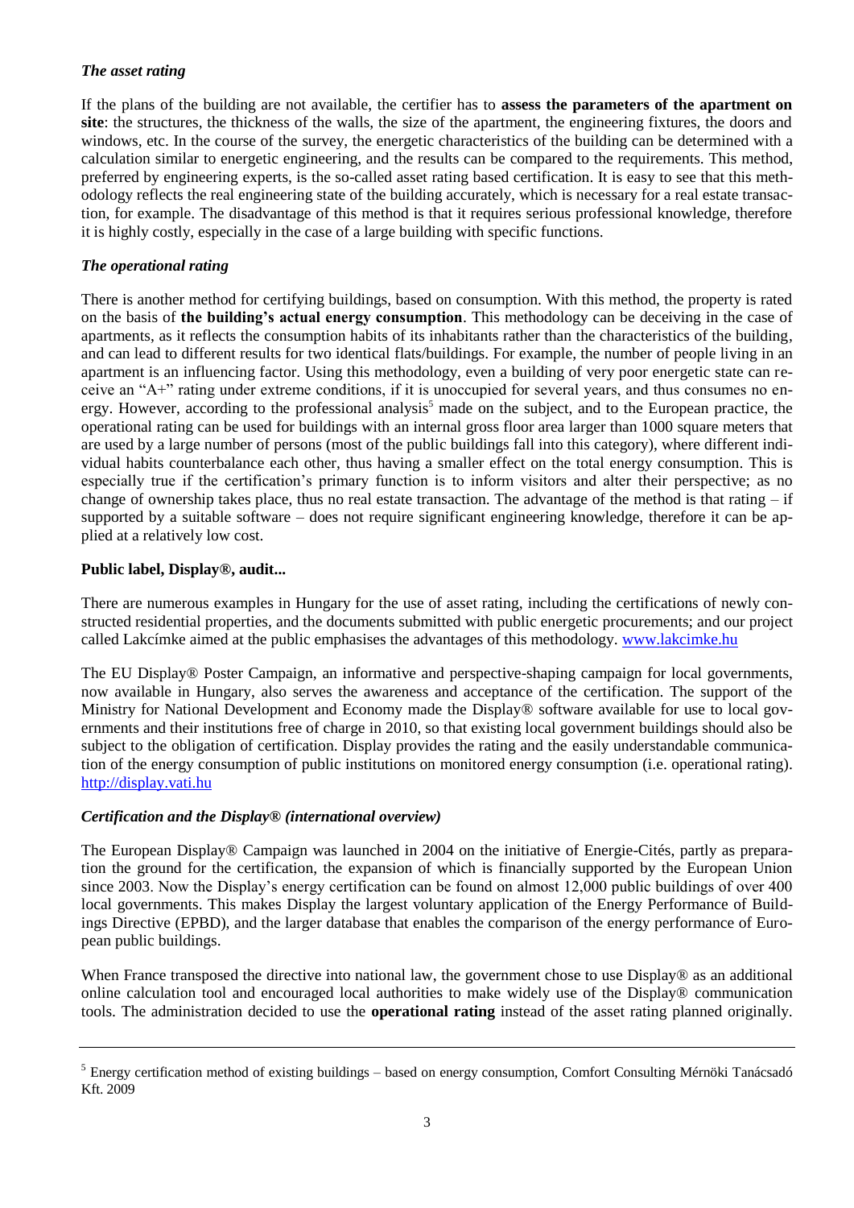### *The asset rating*

If the plans of the building are not available, the certifier has to **assess the parameters of the apartment on site**: the structures, the thickness of the walls, the size of the apartment, the engineering fixtures, the doors and windows, etc. In the course of the survey, the energetic characteristics of the building can be determined with a calculation similar to energetic engineering, and the results can be compared to the requirements. This method, preferred by engineering experts, is the so-called asset rating based certification. It is easy to see that this methodology reflects the real engineering state of the building accurately, which is necessary for a real estate transaction, for example. The disadvantage of this method is that it requires serious professional knowledge, therefore it is highly costly, especially in the case of a large building with specific functions.

### *The operational rating*

There is another method for certifying buildings, based on consumption. With this method, the property is rated on the basis of **the building's actual energy consumption**. This methodology can be deceiving in the case of apartments, as it reflects the consumption habits of its inhabitants rather than the characteristics of the building, and can lead to different results for two identical flats/buildings. For example, the number of people living in an apartment is an influencing factor. Using this methodology, even a building of very poor energetic state can receive an "A+" rating under extreme conditions, if it is unoccupied for several years, and thus consumes no energy. However, according to the professional analysis[5] made on the subject, and to the European practice, the operational rating can be used for buildings with an internal gross floor area larger than 1000 square meters that are used by a large number of persons (most of the public buildings fall into this category), where different individual habits counterbalance each other, thus having a smaller effect on the total energy consumption. This is especially true if the certification's primary function is to inform visitors and alter their perspective; as no change of ownership takes place, thus no real estate transaction. The advantage of the method is that rating – if supported by a suitable software – does not require significant engineering knowledge, therefore it can be applied at a relatively low cost.

### **Public label, Display®, audit...**

There are numerous examples in Hungary for the use of asset rating, including the certifications of newly constructed residential properties, and the documents submitted with public energetic procurements; and our project called Lakcímke aimed at the public emphasises the advantages of this methodology. www.lakcimke.hu

The EU Display® Poster Campaign, an informative and perspective-shaping campaign for local governments, now available in Hungary, also serves the awareness and acceptance of the certification. The support of the Ministry for National Development and Economy made the Display® software available for use to local governments and their institutions free of charge in 2010, so that existing local government buildings should also be subject to the obligation of certification. Display provides the rating and the easily understandable communication of the energy consumption of public institutions on monitored energy consumption (i.e. operational rating). http://display.vati.hu

### *Certification and the Display® (international overview)*

The European Display® Campaign was launched in 2004 on the initiative of Energie-Cités, partly as preparation the ground for the certification, the expansion of which is financially supported by the European Union since 2003. Now the Display's energy certification can be found on almost 12,000 public buildings of over 400 local governments. This makes Display the largest voluntary application of the Energy Performance of Buildings Directive (EPBD), and the larger database that enables the comparison of the energy performance of European public buildings.

When France transposed the directive into national law, the government chose to use Display® as an additional online calculation tool and encouraged local authorities to make widely use of the Display® communication tools. The administration decided to use the **operational rating** instead of the asset rating planned originally.

---

[5] Energy certification method of existing buildings – based on energy consumption, Comfort Consulting Mérnöki Tanácsadó Kft. 2009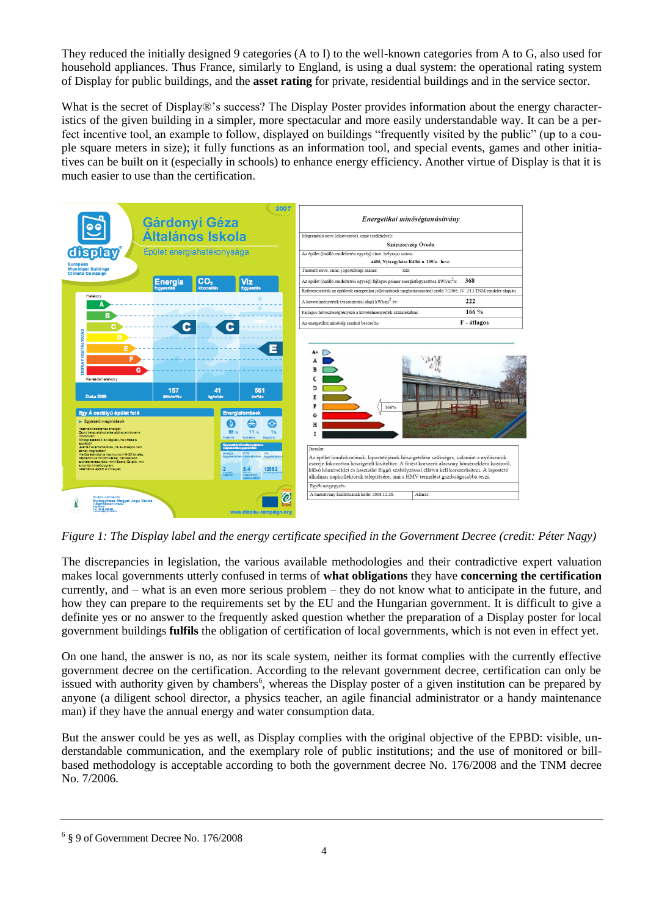They reduced the initially designed 9 categories (A to I) to the well-known categories from A to G, also used for household appliances. Thus France, similarly to England, is using a dual system: the operational rating system of Display for public buildings, and the **asset rating** for private, residential buildings and in the service sector.

What is the secret of Display®'s success? The Display Poster provides information about the energy characteristics of the given building in a simpler, more spectacular and more easily understandable way. It can be a perfect incentive tool, an example to follow, displayed on buildings "frequently visited by the public" (up to a couple square meters in size); it fully functions as an information tool, and special events, games and other initiatives can be built on it (especially in schools) to enhance energy efficiency. Another virtue of Display is that it is much easier to use than the certification.

*Figure 1: The Display label and the energy certificate specified in the Government Decree (credit: Péter Nagy)*

The discrepancies in legislation, the various available methodologies and their contradictive expert valuation makes local governments utterly confused in terms of **what obligations** they have **concerning the certification** currently, and – what is an even more serious problem – they do not know what to anticipate in the future, and how they can prepare to the requirements set by the EU and the Hungarian government. It is difficult to give a definite yes or no answer to the frequently asked question whether the preparation of a Display poster for local government buildings **fulfils** the obligation of certification of local governments, which is not even in effect yet.

On one hand, the answer is no, as nor its scale system, neither its format complies with the currently effective government decree on the certification. According to the relevant government decree, certification can only be issued with authority given by chambers[6], whereas the Display poster of a given institution can be prepared by anyone (a diligent school director, a physics teacher, an agile financial administrator or a handy maintenance man) if they have the annual energy and water consumption data.

But the answer could be yes as well, as Display complies with the original objective of the EPBD: visible, understandable communication, and the exemplary role of public institutions; and the use of monitored or bill-based methodology is acceptable according to both the government decree No. 176/2008 and the TNM decree No. 7/2006.

---

[6] § 9 of Government Decree No. 176/2008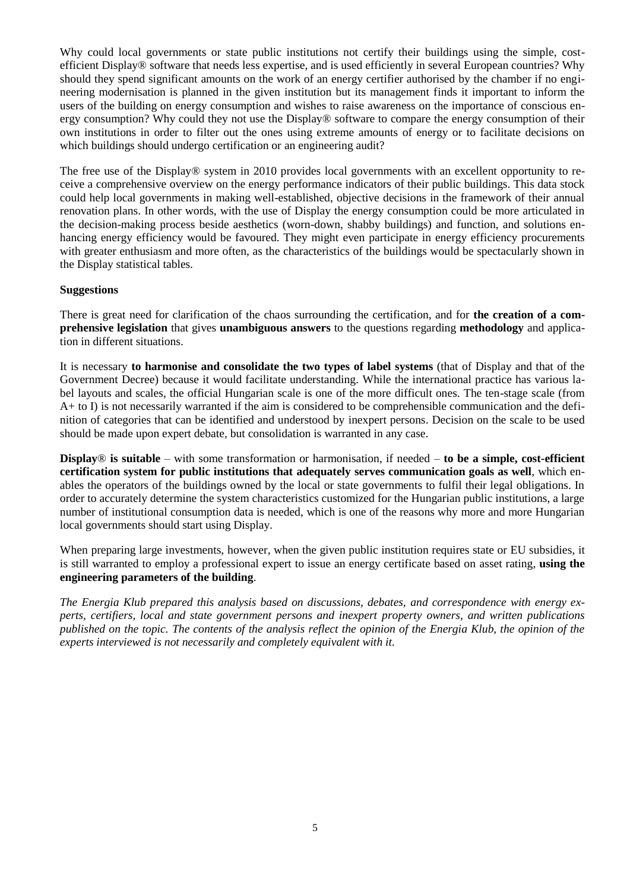Why could local governments or state public institutions not certify their buildings using the simple, cost-efficient Display® software that needs less expertise, and is used efficiently in several European countries? Why should they spend significant amounts on the work of an energy certifier authorised by the chamber if no engineering modernisation is planned in the given institution but its management finds it important to inform the users of the building on energy consumption and wishes to raise awareness on the importance of conscious energy consumption? Why could they not use the Display® software to compare the energy consumption of their own institutions in order to filter out the ones using extreme amounts of energy or to facilitate decisions on which buildings should undergo certification or an engineering audit?

The free use of the Display® system in 2010 provides local governments with an excellent opportunity to receive a comprehensive overview on the energy performance indicators of their public buildings. This data stock could help local governments in making well-established, objective decisions in the framework of their annual renovation plans. In other words, with the use of Display the energy consumption could be more articulated in the decision-making process beside aesthetics (worn-down, shabby buildings) and function, and solutions enhancing energy efficiency would be favoured. They might even participate in energy efficiency procurements with greater enthusiasm and more often, as the characteristics of the buildings would be spectacularly shown in the Display statistical tables.

**Suggestions**

There is great need for clarification of the chaos surrounding the certification, and for **the creation of a comprehensive legislation** that gives **unambiguous answers** to the questions regarding **methodology** and application in different situations.

It is necessary **to harmonise and consolidate the two types of label systems** (that of Display and that of the Government Decree) because it would facilitate understanding. While the international practice has various label layouts and scales, the official Hungarian scale is one of the more difficult ones. The ten-stage scale (from A+ to I) is not necessarily warranted if the aim is considered to be comprehensible communication and the definition of categories that can be identified and understood by inexpert persons. Decision on the scale to be used should be made upon expert debate, but consolidation is warranted in any case.

**Display® is suitable** – with some transformation or harmonisation, if needed – **to be a simple, cost-efficient certification system for public institutions that adequately serves communication goals as well**, which enables the operators of the buildings owned by the local or state governments to fulfil their legal obligations. In order to accurately determine the system characteristics customized for the Hungarian public institutions, a large number of institutional consumption data is needed, which is one of the reasons why more and more Hungarian local governments should start using Display.

When preparing large investments, however, when the given public institution requires state or EU subsidies, it is still warranted to employ a professional expert to issue an energy certificate based on asset rating, **using the engineering parameters of the building**.

*The Energia Klub prepared this analysis based on discussions, debates, and correspondence with energy experts, certifiers, local and state government persons and inexpert property owners, and written publications published on the topic. The contents of the analysis reflect the opinion of the Energia Klub, the opinion of the experts interviewed is not necessarily and completely equivalent with it.*